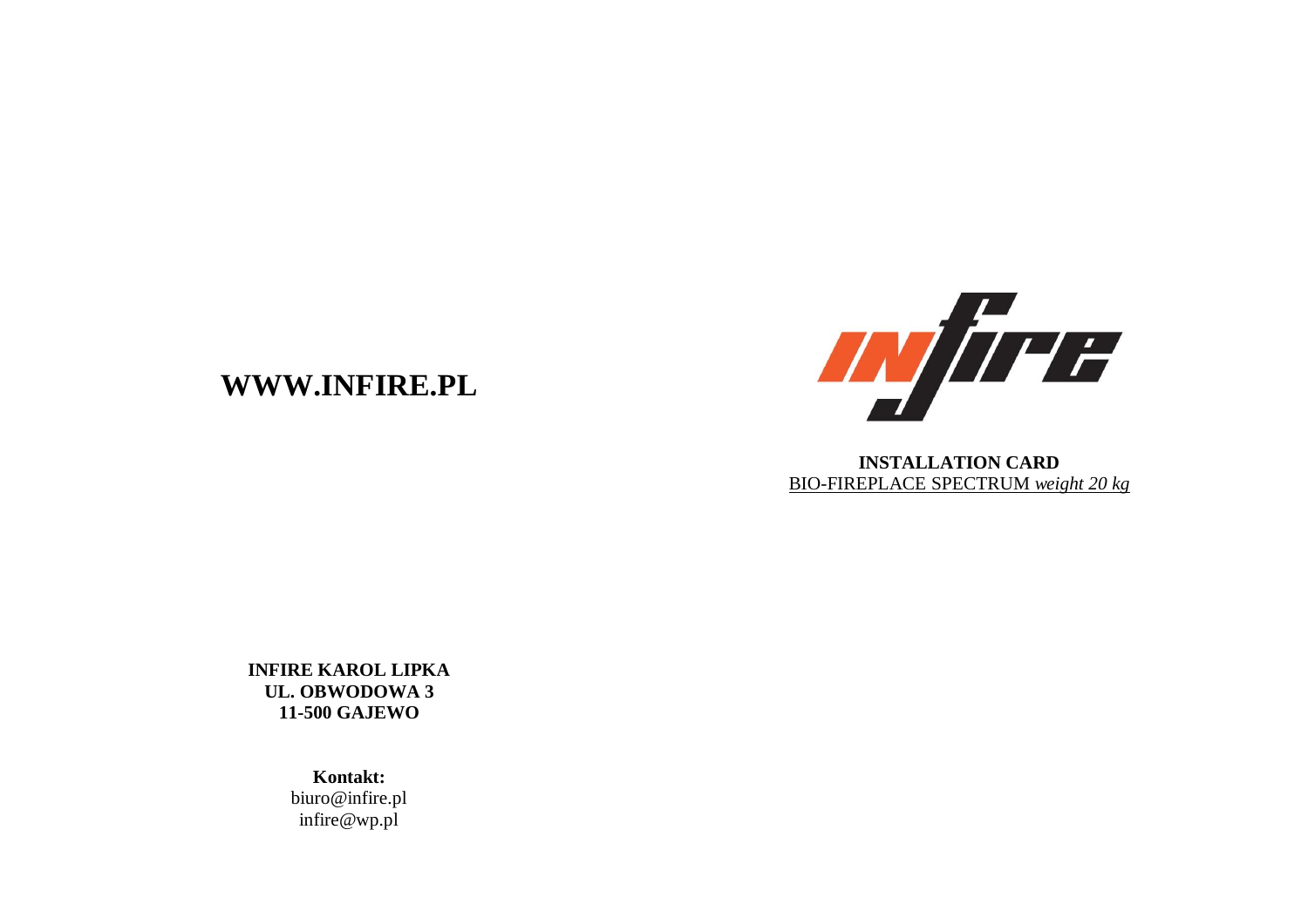**WWW.INFIRE.PL**

**INSTALLATION CARD**

BIO-FIREPLACE SPECTRUM *weight 20 kg*

**INFIRE KAROL LIPKA**
**UL. OBWODOWA 3**
**11-500 GAJEWO**

**Kontakt:**
biuro@infire.pl
infire@wp.pl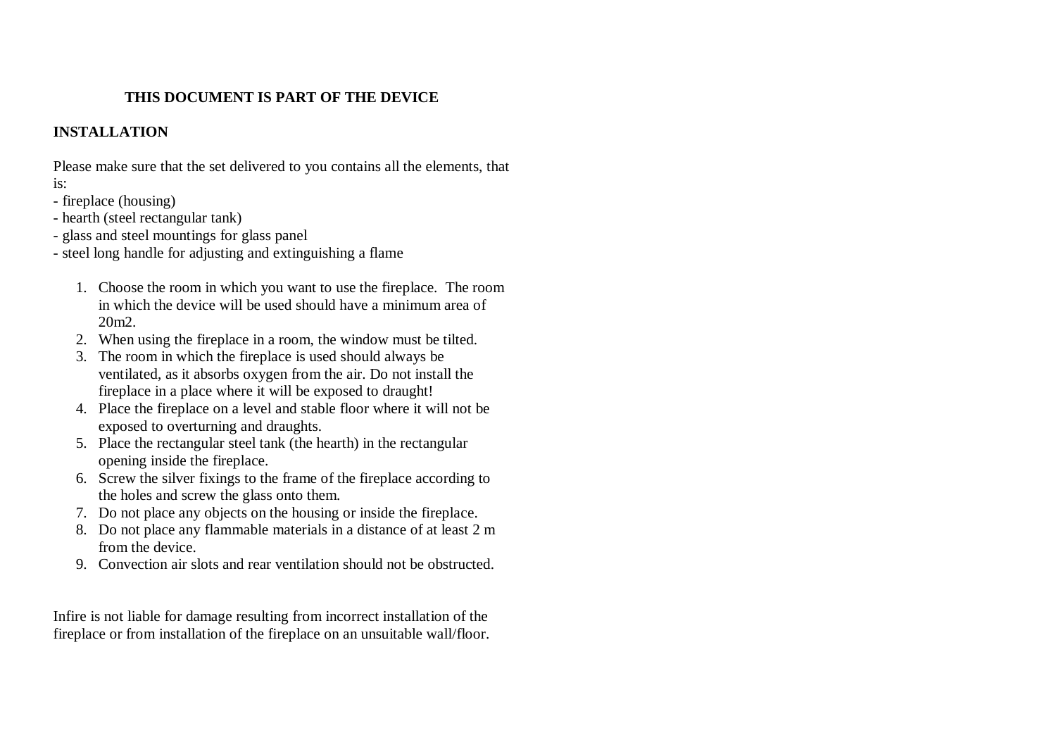**THIS DOCUMENT IS PART OF THE DEVICE**

## INSTALLATION

Please make sure that the set delivered to you contains all the elements, that is:

- fireplace (housing)
- hearth (steel rectangular tank)
- glass and steel mountings for glass panel
- steel long handle for adjusting and extinguishing a flame

1. Choose the room in which you want to use the fireplace. The room in which the device will be used should have a minimum area of 20m2.
2. When using the fireplace in a room, the window must be tilted.
3. The room in which the fireplace is used should always be ventilated, as it absorbs oxygen from the air. Do not install the fireplace in a place where it will be exposed to draught!
4. Place the fireplace on a level and stable floor where it will not be exposed to overturning and draughts.
5. Place the rectangular steel tank (the hearth) in the rectangular opening inside the fireplace.
6. Screw the silver fixings to the frame of the fireplace according to the holes and screw the glass onto them.
7. Do not place any objects on the housing or inside the fireplace.
8. Do not place any flammable materials in a distance of at least 2 m from the device.
9. Convection air slots and rear ventilation should not be obstructed.

Infire is not liable for damage resulting from incorrect installation of the fireplace or from installation of the fireplace on an unsuitable wall/floor.